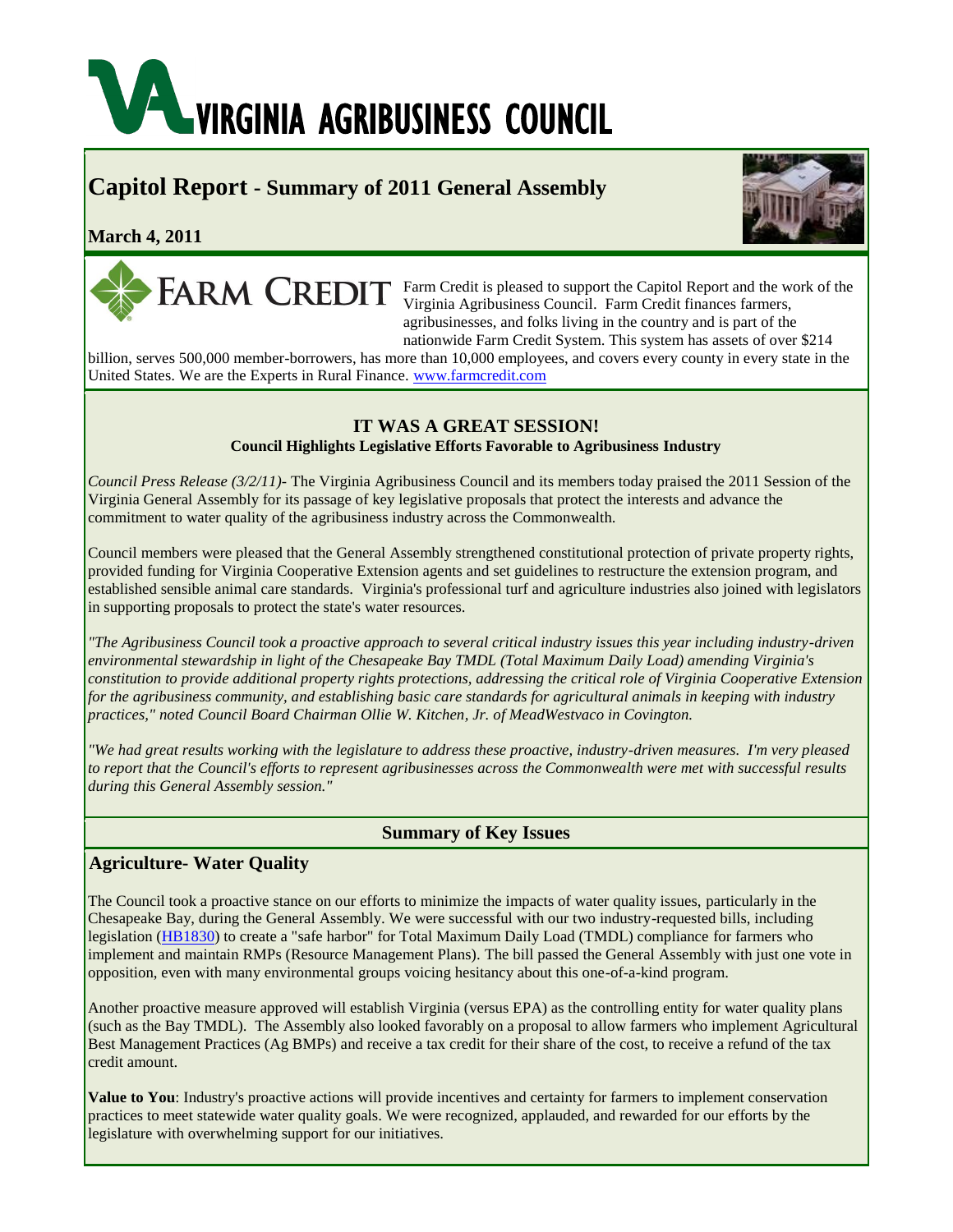# VIRGINIA AGRIBUSINESS COUNCIL

## Capitol Report - Summary of 2011 General Assembly

**March 4, 2011**

FARM CREDIT

Farm Credit is pleased to support the Capitol Report and the work of the Virginia Agribusiness Council. Farm Credit finances farmers, agribusinesses, and folks living in the country and is part of the nationwide Farm Credit System. This system has assets of over $214 billion, serves 500,000 member-borrowers, has more than 10,000 employees, and covers every county in every state in the United States. We are the Experts in Rural Finance. [www.farmcredit.com](www.farmcredit.com)

### IT WAS A GREAT SESSION!

**Council Highlights Legislative Efforts Favorable to Agribusiness Industry**

*Council Press Release (3/2/11)*- The Virginia Agribusiness Council and its members today praised the 2011 Session of the Virginia General Assembly for its passage of key legislative proposals that protect the interests and advance the commitment to water quality of the agribusiness industry across the Commonwealth.

Council members were pleased that the General Assembly strengthened constitutional protection of private property rights, provided funding for Virginia Cooperative Extension agents and set guidelines to restructure the extension program, and established sensible animal care standards. Virginia's professional turf and agriculture industries also joined with legislators in supporting proposals to protect the state's water resources.

*"The Agribusiness Council took a proactive approach to several critical industry issues this year including industry-driven environmental stewardship in light of the Chesapeake Bay TMDL (Total Maximum Daily Load) amending Virginia's constitution to provide additional property rights protections, addressing the critical role of Virginia Cooperative Extension for the agribusiness community, and establishing basic care standards for agricultural animals in keeping with industry practices," noted Council Board Chairman Ollie W. Kitchen, Jr. of MeadWestvaco in Covington.*

*"We had great results working with the legislature to address these proactive, industry-driven measures. I'm very pleased to report that the Council's efforts to represent agribusinesses across the Commonwealth were met with successful results during this General Assembly session."*

### Summary of Key Issues

### Agriculture- Water Quality

The Council took a proactive stance on our efforts to minimize the impacts of water quality issues, particularly in the Chesapeake Bay, during the General Assembly. We were successful with our two industry-requested bills, including legislation (HB1830) to create a "safe harbor" for Total Maximum Daily Load (TMDL) compliance for farmers who implement and maintain RMPs (Resource Management Plans). The bill passed the General Assembly with just one vote in opposition, even with many environmental groups voicing hesitancy about this one-of-a-kind program.

Another proactive measure approved will establish Virginia (versus EPA) as the controlling entity for water quality plans (such as the Bay TMDL). The Assembly also looked favorably on a proposal to allow farmers who implement Agricultural Best Management Practices (Ag BMPs) and receive a tax credit for their share of the cost, to receive a refund of the tax credit amount.

**Value to You**: Industry's proactive actions will provide incentives and certainty for farmers to implement conservation practices to meet statewide water quality goals. We were recognized, applauded, and rewarded for our efforts by the legislature with overwhelming support for our initiatives.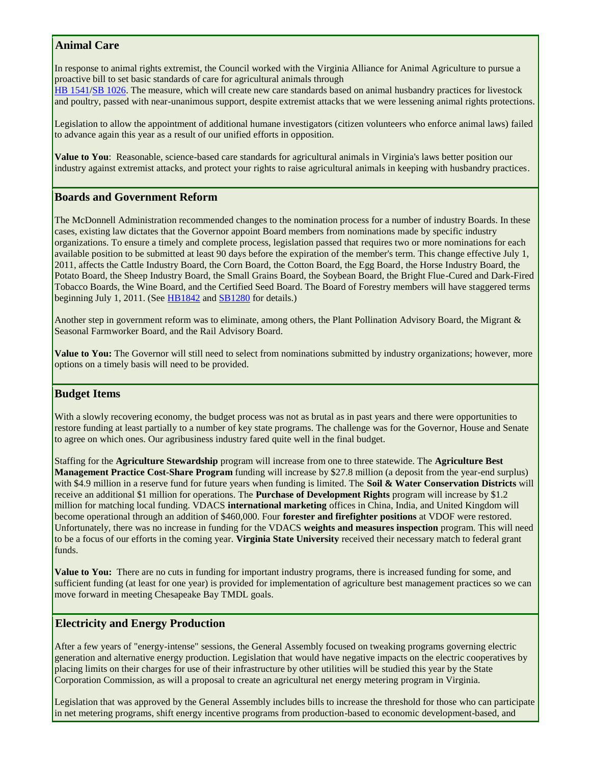## Animal Care

In response to animal rights extremist, the Council worked with the Virginia Alliance for Animal Agriculture to pursue a proactive bill to set basic standards of care for agricultural animals through HB 1541/SB 1026. The measure, which will create new care standards based on animal husbandry practices for livestock and poultry, passed with near-unanimous support, despite extremist attacks that we were lessening animal rights protections.

Legislation to allow the appointment of additional humane investigators (citizen volunteers who enforce animal laws) failed to advance again this year as a result of our unified efforts in opposition.

**Value to You**: Reasonable, science-based care standards for agricultural animals in Virginia's laws better position our industry against extremist attacks, and protect your rights to raise agricultural animals in keeping with husbandry practices.

## Boards and Government Reform

The McDonnell Administration recommended changes to the nomination process for a number of industry Boards. In these cases, existing law dictates that the Governor appoint Board members from nominations made by specific industry organizations. To ensure a timely and complete process, legislation passed that requires two or more nominations for each available position to be submitted at least 90 days before the expiration of the member's term. This change effective July 1, 2011, affects the Cattle Industry Board, the Corn Board, the Cotton Board, the Egg Board, the Horse Industry Board, the Potato Board, the Sheep Industry Board, the Small Grains Board, the Soybean Board, the Bright Flue-Cured and Dark-Fired Tobacco Boards, the Wine Board, and the Certified Seed Board. The Board of Forestry members will have staggered terms beginning July 1, 2011. (See HB1842 and SB1280 for details.)

Another step in government reform was to eliminate, among others, the Plant Pollination Advisory Board, the Migrant & Seasonal Farmworker Board, and the Rail Advisory Board.

**Value to You:** The Governor will still need to select from nominations submitted by industry organizations; however, more options on a timely basis will need to be provided.

## Budget Items

With a slowly recovering economy, the budget process was not as brutal as in past years and there were opportunities to restore funding at least partially to a number of key state programs. The challenge was for the Governor, House and Senate to agree on which ones. Our agribusiness industry fared quite well in the final budget.

Staffing for the **Agriculture Stewardship** program will increase from one to three statewide. The **Agriculture Best Management Practice Cost-Share Program** funding will increase by $27.8 million (a deposit from the year-end surplus) with $4.9 million in a reserve fund for future years when funding is limited. The **Soil & Water Conservation Districts** will receive an additional $1 million for operations. The **Purchase of Development Rights** program will increase by $1.2 million for matching local funding. VDACS **international marketing** offices in China, India, and United Kingdom will become operational through an addition of $460,000. Four **forester and firefighter positions** at VDOF were restored. Unfortunately, there was no increase in funding for the VDACS **weights and measures inspection** program. This will need to be a focus of our efforts in the coming year. **Virginia State University** received their necessary match to federal grant funds.

**Value to You:** There are no cuts in funding for important industry programs, there is increased funding for some, and sufficient funding (at least for one year) is provided for implementation of agriculture best management practices so we can move forward in meeting Chesapeake Bay TMDL goals.

## Electricity and Energy Production

After a few years of "energy-intense" sessions, the General Assembly focused on tweaking programs governing electric generation and alternative energy production. Legislation that would have negative impacts on the electric cooperatives by placing limits on their charges for use of their infrastructure by other utilities will be studied this year by the State Corporation Commission, as will a proposal to create an agricultural net energy metering program in Virginia.

Legislation that was approved by the General Assembly includes bills to increase the threshold for those who can participate in net metering programs, shift energy incentive programs from production-based to economic development-based, and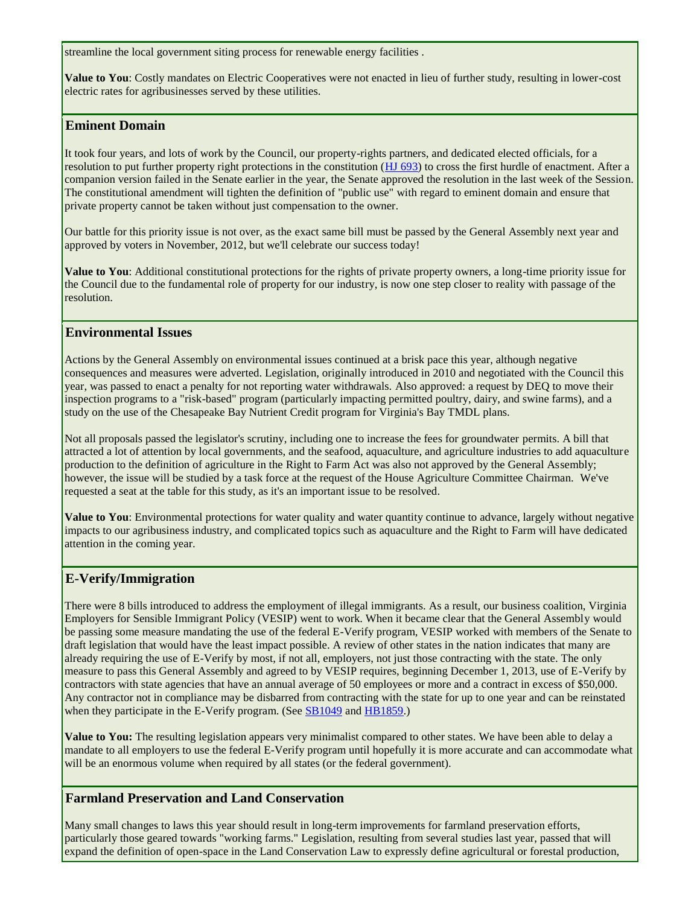streamline the local government siting process for renewable energy facilities .

**Value to You**: Costly mandates on Electric Cooperatives were not enacted in lieu of further study, resulting in lower-cost electric rates for agribusinesses served by these utilities.

## Eminent Domain

It took four years, and lots of work by the Council, our property-rights partners, and dedicated elected officials, for a resolution to put further property right protections in the constitution (HJ 693) to cross the first hurdle of enactment. After a companion version failed in the Senate earlier in the year, the Senate approved the resolution in the last week of the Session. The constitutional amendment will tighten the definition of "public use" with regard to eminent domain and ensure that private property cannot be taken without just compensation to the owner.

Our battle for this priority issue is not over, as the exact same bill must be passed by the General Assembly next year and approved by voters in November, 2012, but we'll celebrate our success today!

**Value to You**: Additional constitutional protections for the rights of private property owners, a long-time priority issue for the Council due to the fundamental role of property for our industry, is now one step closer to reality with passage of the resolution.

## Environmental Issues

Actions by the General Assembly on environmental issues continued at a brisk pace this year, although negative consequences and measures were adverted. Legislation, originally introduced in 2010 and negotiated with the Council this year, was passed to enact a penalty for not reporting water withdrawals. Also approved: a request by DEQ to move their inspection programs to a "risk-based" program (particularly impacting permitted poultry, dairy, and swine farms), and a study on the use of the Chesapeake Bay Nutrient Credit program for Virginia's Bay TMDL plans.

Not all proposals passed the legislator's scrutiny, including one to increase the fees for groundwater permits. A bill that attracted a lot of attention by local governments, and the seafood, aquaculture, and agriculture industries to add aquaculture production to the definition of agriculture in the Right to Farm Act was also not approved by the General Assembly; however, the issue will be studied by a task force at the request of the House Agriculture Committee Chairman. We've requested a seat at the table for this study, as it's an important issue to be resolved.

**Value to You**: Environmental protections for water quality and water quantity continue to advance, largely without negative impacts to our agribusiness industry, and complicated topics such as aquaculture and the Right to Farm will have dedicated attention in the coming year.

## E-Verify/Immigration

There were 8 bills introduced to address the employment of illegal immigrants. As a result, our business coalition, Virginia Employers for Sensible Immigrant Policy (VESIP) went to work. When it became clear that the General Assembly would be passing some measure mandating the use of the federal E-Verify program, VESIP worked with members of the Senate to draft legislation that would have the least impact possible. A review of other states in the nation indicates that many are already requiring the use of E-Verify by most, if not all, employers, not just those contracting with the state. The only measure to pass this General Assembly and agreed to by VESIP requires, beginning December 1, 2013, use of E-Verify by contractors with state agencies that have an annual average of 50 employees or more and a contract in excess of $50,000. Any contractor not in compliance may be disbarred from contracting with the state for up to one year and can be reinstated when they participate in the E-Verify program. (See SB1049 and HB1859.)

**Value to You:** The resulting legislation appears very minimalist compared to other states. We have been able to delay a mandate to all employers to use the federal E-Verify program until hopefully it is more accurate and can accommodate what will be an enormous volume when required by all states (or the federal government).

## Farmland Preservation and Land Conservation

Many small changes to laws this year should result in long-term improvements for farmland preservation efforts, particularly those geared towards "working farms." Legislation, resulting from several studies last year, passed that will expand the definition of open-space in the Land Conservation Law to expressly define agricultural or forestal production,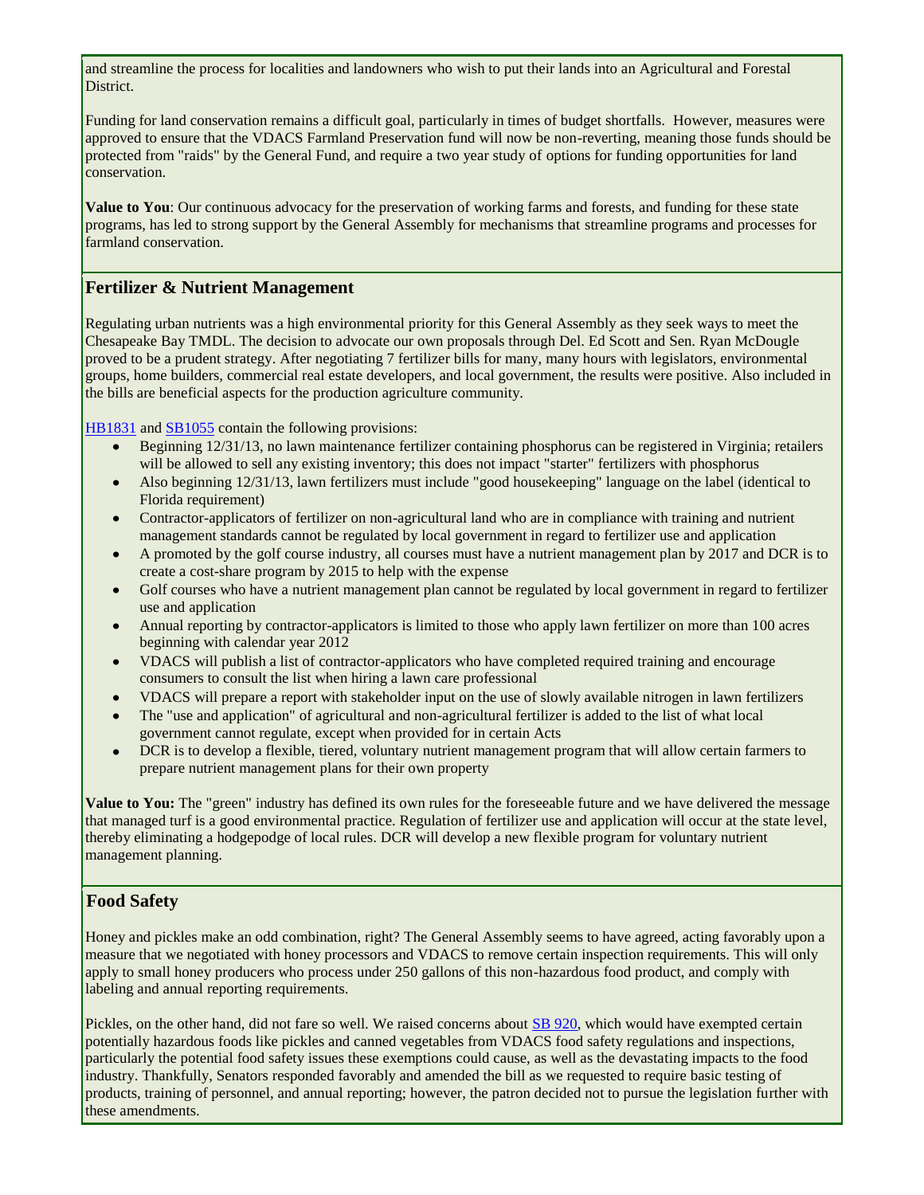and streamline the process for localities and landowners who wish to put their lands into an Agricultural and Forestal District.

Funding for land conservation remains a difficult goal, particularly in times of budget shortfalls. However, measures were approved to ensure that the VDACS Farmland Preservation fund will now be non-reverting, meaning those funds should be protected from "raids" by the General Fund, and require a two year study of options for funding opportunities for land conservation.

**Value to You**: Our continuous advocacy for the preservation of working farms and forests, and funding for these state programs, has led to strong support by the General Assembly for mechanisms that streamline programs and processes for farmland conservation.

## Fertilizer & Nutrient Management

Regulating urban nutrients was a high environmental priority for this General Assembly as they seek ways to meet the Chesapeake Bay TMDL. The decision to advocate our own proposals through Del. Ed Scott and Sen. Ryan McDougle proved to be a prudent strategy. After negotiating 7 fertilizer bills for many, many hours with legislators, environmental groups, home builders, commercial real estate developers, and local government, the results were positive. Also included in the bills are beneficial aspects for the production agriculture community.

HB1831 and SB1055 contain the following provisions:

- Beginning 12/31/13, no lawn maintenance fertilizer containing phosphorus can be registered in Virginia; retailers will be allowed to sell any existing inventory; this does not impact "starter" fertilizers with phosphorus
- Also beginning 12/31/13, lawn fertilizers must include "good housekeeping" language on the label (identical to Florida requirement)
- Contractor-applicators of fertilizer on non-agricultural land who are in compliance with training and nutrient management standards cannot be regulated by local government in regard to fertilizer use and application
- A promoted by the golf course industry, all courses must have a nutrient management plan by 2017 and DCR is to create a cost-share program by 2015 to help with the expense
- Golf courses who have a nutrient management plan cannot be regulated by local government in regard to fertilizer use and application
- Annual reporting by contractor-applicators is limited to those who apply lawn fertilizer on more than 100 acres beginning with calendar year 2012
- VDACS will publish a list of contractor-applicators who have completed required training and encourage consumers to consult the list when hiring a lawn care professional
- VDACS will prepare a report with stakeholder input on the use of slowly available nitrogen in lawn fertilizers
- The "use and application" of agricultural and non-agricultural fertilizer is added to the list of what local government cannot regulate, except when provided for in certain Acts
- DCR is to develop a flexible, tiered, voluntary nutrient management program that will allow certain farmers to prepare nutrient management plans for their own property

**Value to You:** The "green" industry has defined its own rules for the foreseeable future and we have delivered the message that managed turf is a good environmental practice. Regulation of fertilizer use and application will occur at the state level, thereby eliminating a hodgepodge of local rules. DCR will develop a new flexible program for voluntary nutrient management planning.

## Food Safety

Honey and pickles make an odd combination, right? The General Assembly seems to have agreed, acting favorably upon a measure that we negotiated with honey processors and VDACS to remove certain inspection requirements. This will only apply to small honey producers who process under 250 gallons of this non-hazardous food product, and comply with labeling and annual reporting requirements.

Pickles, on the other hand, did not fare so well. We raised concerns about SB 920, which would have exempted certain potentially hazardous foods like pickles and canned vegetables from VDACS food safety regulations and inspections, particularly the potential food safety issues these exemptions could cause, as well as the devastating impacts to the food industry. Thankfully, Senators responded favorably and amended the bill as we requested to require basic testing of products, training of personnel, and annual reporting; however, the patron decided not to pursue the legislation further with these amendments.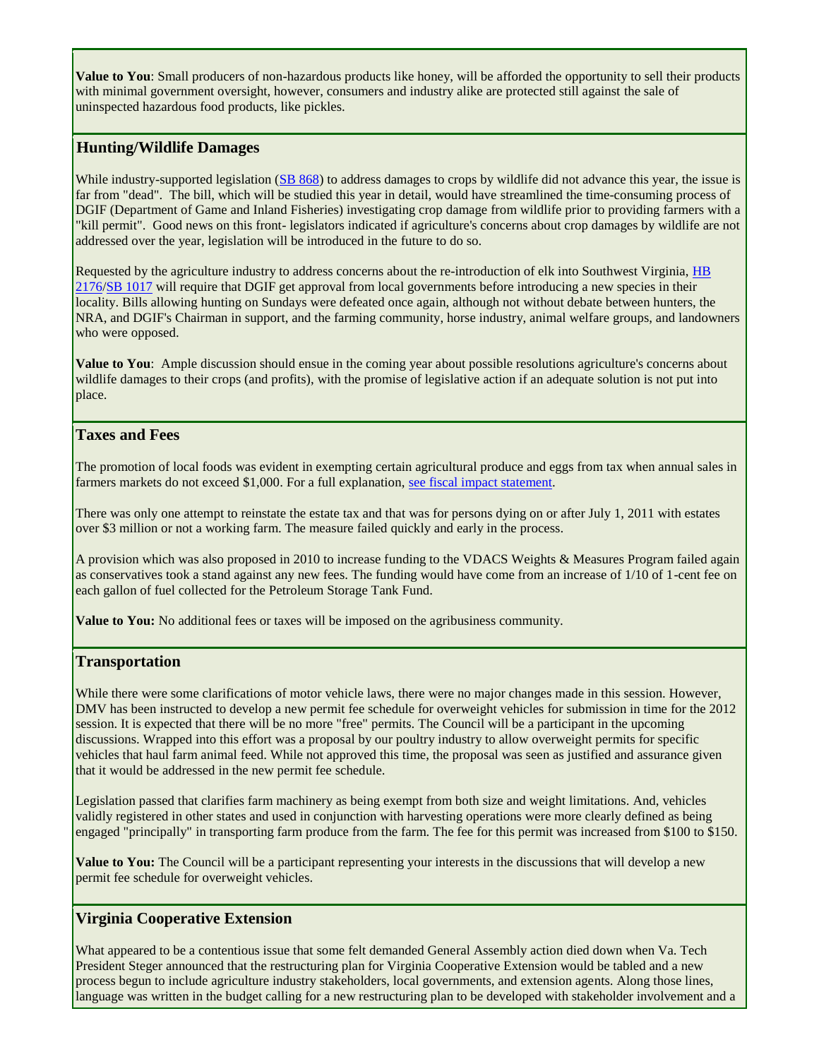**Value to You**: Small producers of non-hazardous products like honey, will be afforded the opportunity to sell their products with minimal government oversight, however, consumers and industry alike are protected still against the sale of uninspected hazardous food products, like pickles.

## Hunting/Wildlife Damages

While industry-supported legislation (SB 868) to address damages to crops by wildlife did not advance this year, the issue is far from "dead". The bill, which will be studied this year in detail, would have streamlined the time-consuming process of DGIF (Department of Game and Inland Fisheries) investigating crop damage from wildlife prior to providing farmers with a "kill permit". Good news on this front- legislators indicated if agriculture's concerns about crop damages by wildlife are not addressed over the year, legislation will be introduced in the future to do so.

Requested by the agriculture industry to address concerns about the re-introduction of elk into Southwest Virginia, HB 2176/SB 1017 will require that DGIF get approval from local governments before introducing a new species in their locality. Bills allowing hunting on Sundays were defeated once again, although not without debate between hunters, the NRA, and DGIF's Chairman in support, and the farming community, horse industry, animal welfare groups, and landowners who were opposed.

**Value to You**: Ample discussion should ensue in the coming year about possible resolutions agriculture's concerns about wildlife damages to their crops (and profits), with the promise of legislative action if an adequate solution is not put into place.

## Taxes and Fees

The promotion of local foods was evident in exempting certain agricultural produce and eggs from tax when annual sales in farmers markets do not exceed $1,000. For a full explanation, see fiscal impact statement.

There was only one attempt to reinstate the estate tax and that was for persons dying on or after July 1, 2011 with estates over $3 million or not a working farm. The measure failed quickly and early in the process.

A provision which was also proposed in 2010 to increase funding to the VDACS Weights & Measures Program failed again as conservatives took a stand against any new fees. The funding would have come from an increase of 1/10 of 1-cent fee on each gallon of fuel collected for the Petroleum Storage Tank Fund.

**Value to You:** No additional fees or taxes will be imposed on the agribusiness community.

## Transportation

While there were some clarifications of motor vehicle laws, there were no major changes made in this session. However, DMV has been instructed to develop a new permit fee schedule for overweight vehicles for submission in time for the 2012 session. It is expected that there will be no more "free" permits. The Council will be a participant in the upcoming discussions. Wrapped into this effort was a proposal by our poultry industry to allow overweight permits for specific vehicles that haul farm animal feed. While not approved this time, the proposal was seen as justified and assurance given that it would be addressed in the new permit fee schedule.

Legislation passed that clarifies farm machinery as being exempt from both size and weight limitations. And, vehicles validly registered in other states and used in conjunction with harvesting operations were more clearly defined as being engaged "principally" in transporting farm produce from the farm. The fee for this permit was increased from $100 to $150.

**Value to You:** The Council will be a participant representing your interests in the discussions that will develop a new permit fee schedule for overweight vehicles.

## Virginia Cooperative Extension

What appeared to be a contentious issue that some felt demanded General Assembly action died down when Va. Tech President Steger announced that the restructuring plan for Virginia Cooperative Extension would be tabled and a new process begun to include agriculture industry stakeholders, local governments, and extension agents. Along those lines, language was written in the budget calling for a new restructuring plan to be developed with stakeholder involvement and a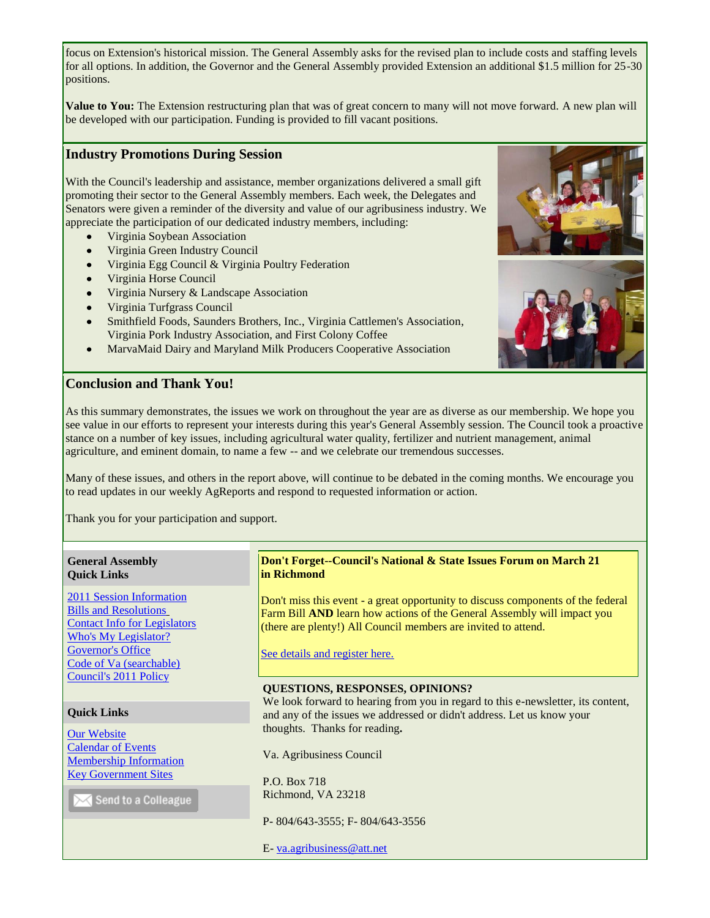focus on Extension's historical mission. The General Assembly asks for the revised plan to include costs and staffing levels for all options. In addition, the Governor and the General Assembly provided Extension an additional $1.5 million for 25-30 positions.

**Value to You:** The Extension restructuring plan that was of great concern to many will not move forward. A new plan will be developed with our participation. Funding is provided to fill vacant positions.

## Industry Promotions During Session

With the Council's leadership and assistance, member organizations delivered a small gift promoting their sector to the General Assembly members. Each week, the Delegates and Senators were given a reminder of the diversity and value of our agribusiness industry. We appreciate the participation of our dedicated industry members, including:

- Virginia Soybean Association
- Virginia Green Industry Council
- Virginia Egg Council & Virginia Poultry Federation
- Virginia Horse Council
- Virginia Nursery & Landscape Association
- Virginia Turfgrass Council
- Smithfield Foods, Saunders Brothers, Inc., Virginia Cattlemen's Association, Virginia Pork Industry Association, and First Colony Coffee
- MarvaMaid Dairy and Maryland Milk Producers Cooperative Association

## Conclusion and Thank You!

As this summary demonstrates, the issues we work on throughout the year are as diverse as our membership. We hope you see value in our efforts to represent your interests during this year's General Assembly session. The Council took a proactive stance on a number of key issues, including agricultural water quality, fertilizer and nutrient management, animal agriculture, and eminent domain, to name a few -- and we celebrate our tremendous successes.

Many of these issues, and others in the report above, will continue to be debated in the coming months. We encourage you to read updates in our weekly AgReports and respond to requested information or action.

Thank you for your participation and support.

**General Assembly Quick Links**

2011 Session Information
Bills and Resolutions
Contact Info for Legislators
Who's My Legislator?
Governor's Office
Code of Va (searchable)
Council's 2011 Policy

**Quick Links**

Our Website
Calendar of Events
Membership Information
Key Government Sites

Send to a Colleague

**Don't Forget--Council's National & State Issues Forum on March 21 in Richmond**

Don't miss this event - a great opportunity to discuss components of the federal Farm Bill **AND** learn how actions of the General Assembly will impact you (there are plenty!) All Council members are invited to attend.

See details and register here.

**QUESTIONS, RESPONSES, OPINIONS?**
We look forward to hearing from you in regard to this e-newsletter, its content, and any of the issues we addressed or didn't address. Let us know your thoughts. Thanks for reading**.**

Va. Agribusiness Council

P.O. Box 718
Richmond, VA 23218

P- 804/643-3555; F- 804/643-3556

E- va.agribusiness@att.net